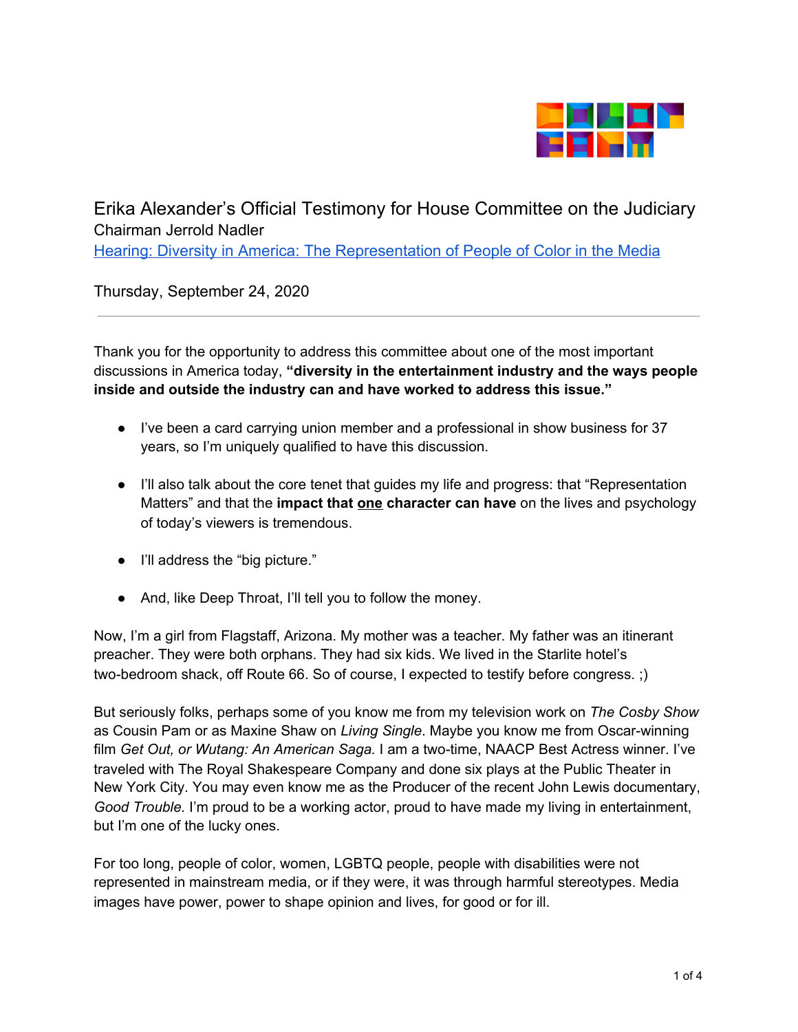# Erika Alexander's Official Testimony for House Committee on the Judiciary

Chairman Jerrold Nadler

[Hearing: Diversity in America: The Representation of People of Color in the Media]

Thursday, September 24, 2020

---

Thank you for the opportunity to address this committee about one of the most important discussions in America today, **"diversity in the entertainment industry and the ways people inside and outside the industry can and have worked to address this issue."**

- I've been a card carrying union member and a professional in show business for 37 years, so I'm uniquely qualified to have this discussion.
- I'll also talk about the core tenet that guides my life and progress: that "Representation Matters" and that the **impact that <u>one</u> character can have** on the lives and psychology of today's viewers is tremendous.
- I'll address the "big picture."
- And, like Deep Throat, I'll tell you to follow the money.

Now, I'm a girl from Flagstaff, Arizona. My mother was a teacher. My father was an itinerant preacher. They were both orphans. They had six kids. We lived in the Starlite hotel's two-bedroom shack, off Route 66. So of course, I expected to testify before congress. ;)

But seriously folks, perhaps some of you know me from my television work on *The Cosby Show* as Cousin Pam or as Maxine Shaw on *Living Single*. Maybe you know me from Oscar-winning film *Get Out, or Wutang: An American Saga.* I am a two-time, NAACP Best Actress winner. I've traveled with The Royal Shakespeare Company and done six plays at the Public Theater in New York City. You may even know me as the Producer of the recent John Lewis documentary, *Good Trouble.* I'm proud to be a working actor, proud to have made my living in entertainment, but I'm one of the lucky ones.

For too long, people of color, women, LGBTQ people, people with disabilities were not represented in mainstream media, or if they were, it was through harmful stereotypes. Media images have power, power to shape opinion and lives, for good or for ill.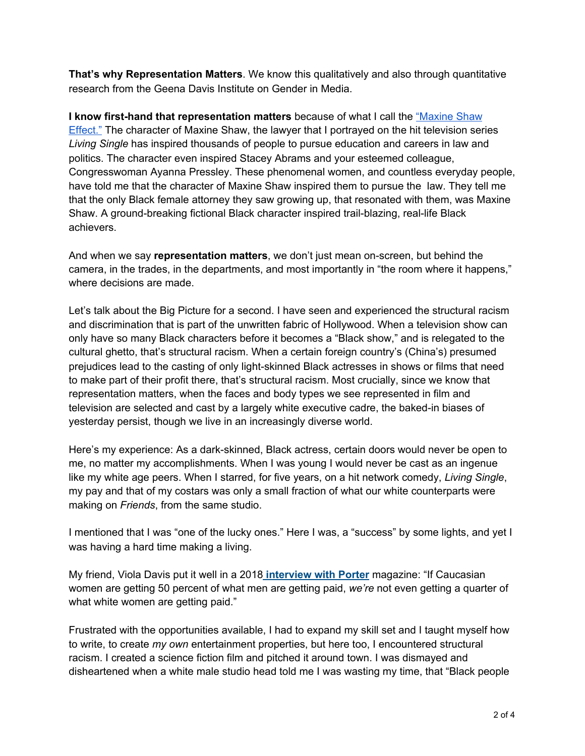**That's why Representation Matters**. We know this qualitatively and also through quantitative research from the Geena Davis Institute on Gender in Media.

**I know first-hand that representation matters** because of what I call the "Maxine Shaw Effect." The character of Maxine Shaw, the lawyer that I portrayed on the hit television series *Living Single* has inspired thousands of people to pursue education and careers in law and politics. The character even inspired Stacey Abrams and your esteemed colleague, Congresswoman Ayanna Pressley. These phenomenal women, and countless everyday people, have told me that the character of Maxine Shaw inspired them to pursue the law. They tell me that the only Black female attorney they saw growing up, that resonated with them, was Maxine Shaw. A ground-breaking fictional Black character inspired trail-blazing, real-life Black achievers.

And when we say **representation matters**, we don't just mean on-screen, but behind the camera, in the trades, in the departments, and most importantly in "the room where it happens," where decisions are made.

Let's talk about the Big Picture for a second. I have seen and experienced the structural racism and discrimination that is part of the unwritten fabric of Hollywood. When a television show can only have so many Black characters before it becomes a "Black show," and is relegated to the cultural ghetto, that's structural racism. When a certain foreign country's (China's) presumed prejudices lead to the casting of only light-skinned Black actresses in shows or films that need to make part of their profit there, that's structural racism. Most crucially, since we know that representation matters, when the faces and body types we see represented in film and television are selected and cast by a largely white executive cadre, the baked-in biases of yesterday persist, though we live in an increasingly diverse world.

Here's my experience: As a dark-skinned, Black actress, certain doors would never be open to me, no matter my accomplishments. When I was young I would never be cast as an ingenue like my white age peers. When I starred, for five years, on a hit network comedy, *Living Single*, my pay and that of my costars was only a small fraction of what our white counterparts were making on *Friends*, from the same studio.

I mentioned that I was "one of the lucky ones." Here I was, a "success" by some lights, and yet I was having a hard time making a living.

My friend, Viola Davis put it well in a 2018 **interview with Porter** magazine: "If Caucasian women are getting 50 percent of what men are getting paid, *we're* not even getting a quarter of what white women are getting paid."

Frustrated with the opportunities available, I had to expand my skill set and I taught myself how to write, to create *my own* entertainment properties, but here too, I encountered structural racism. I created a science fiction film and pitched it around town. I was dismayed and disheartened when a white male studio head told me I was wasting my time, that "Black people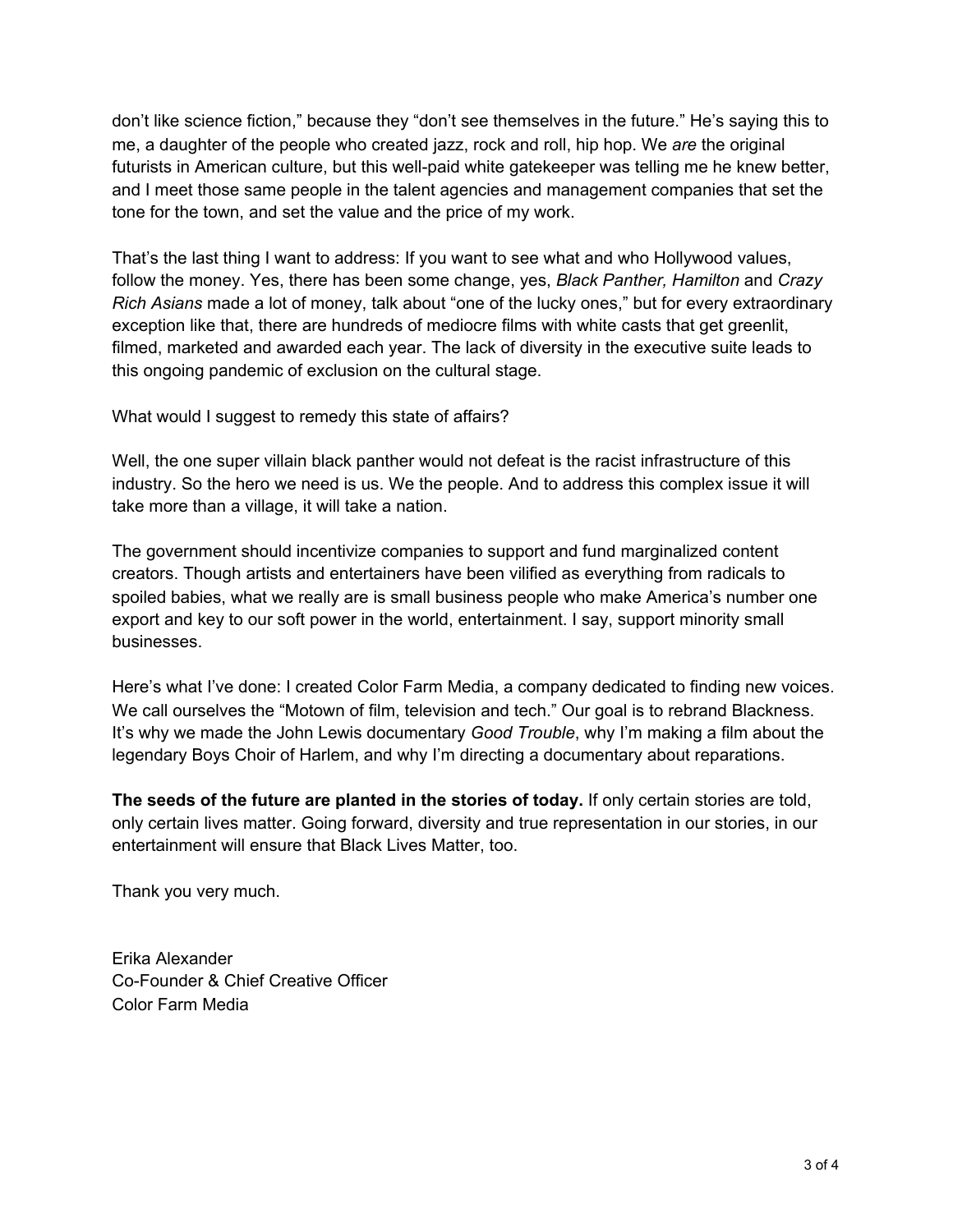don't like science fiction," because they "don't see themselves in the future." He's saying this to me, a daughter of the people who created jazz, rock and roll, hip hop. We *are* the original futurists in American culture, but this well-paid white gatekeeper was telling me he knew better, and I meet those same people in the talent agencies and management companies that set the tone for the town, and set the value and the price of my work.

That's the last thing I want to address: If you want to see what and who Hollywood values, follow the money. Yes, there has been some change, yes, *Black Panther, Hamilton* and *Crazy Rich Asians* made a lot of money, talk about "one of the lucky ones," but for every extraordinary exception like that, there are hundreds of mediocre films with white casts that get greenlit, filmed, marketed and awarded each year. The lack of diversity in the executive suite leads to this ongoing pandemic of exclusion on the cultural stage.

What would I suggest to remedy this state of affairs?

Well, the one super villain black panther would not defeat is the racist infrastructure of this industry. So the hero we need is us. We the people. And to address this complex issue it will take more than a village, it will take a nation.

The government should incentivize companies to support and fund marginalized content creators. Though artists and entertainers have been vilified as everything from radicals to spoiled babies, what we really are is small business people who make America's number one export and key to our soft power in the world, entertainment. I say, support minority small businesses.

Here's what I've done: I created Color Farm Media, a company dedicated to finding new voices. We call ourselves the "Motown of film, television and tech." Our goal is to rebrand Blackness. It's why we made the John Lewis documentary *Good Trouble*, why I'm making a film about the legendary Boys Choir of Harlem, and why I'm directing a documentary about reparations.

**The seeds of the future are planted in the stories of today.** If only certain stories are told, only certain lives matter. Going forward, diversity and true representation in our stories, in our entertainment will ensure that Black Lives Matter, too.

Thank you very much.

Erika Alexander
Co-Founder & Chief Creative Officer
Color Farm Media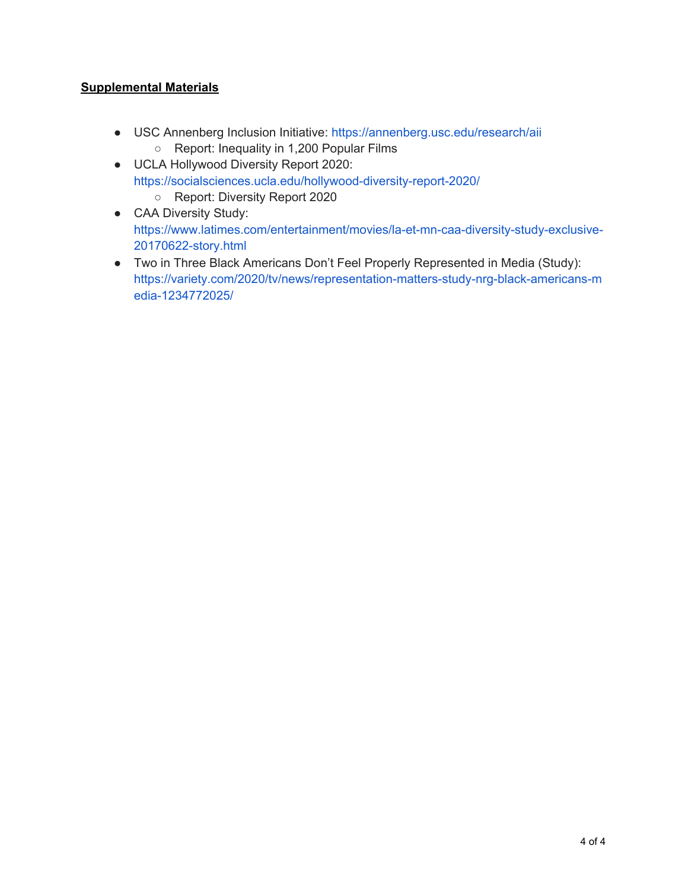**Supplemental Materials**

- USC Annenberg Inclusion Initiative: https://annenberg.usc.edu/research/aii
  - Report: Inequality in 1,200 Popular Films
- UCLA Hollywood Diversity Report 2020: https://socialsciences.ucla.edu/hollywood-diversity-report-2020/
  - Report: Diversity Report 2020
- CAA Diversity Study: https://www.latimes.com/entertainment/movies/la-et-mn-caa-diversity-study-exclusive-20170622-story.html
- Two in Three Black Americans Don't Feel Properly Represented in Media (Study): https://variety.com/2020/tv/news/representation-matters-study-nrg-black-americans-media-1234772025/